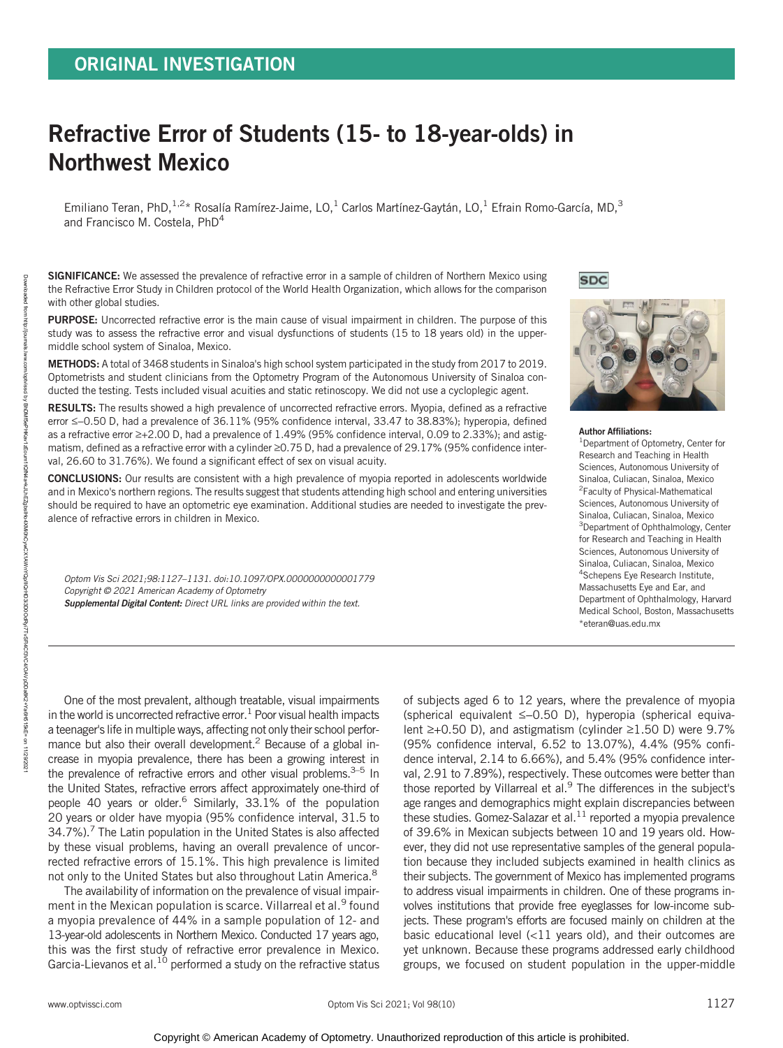ORIGINAL INVESTIGATION

# Refractive Error of Students (15- to 18-year-olds) in Northwest Mexico

Emiliano Teran, PhD,[1,2]* Rosalía Ramírez-Jaime, LO,[1] Carlos Martínez-Gaytán, LO,[1] Efrain Romo-García, MD,[3] and Francisco M. Costela, PhD[4]

**SIGNIFICANCE:** We assessed the prevalence of refractive error in a sample of children of Northern Mexico using the Refractive Error Study in Children protocol of the World Health Organization, which allows for the comparison with other global studies.

**PURPOSE:** Uncorrected refractive error is the main cause of visual impairment in children. The purpose of this study was to assess the refractive error and visual dysfunctions of students (15 to 18 years old) in the upper-middle school system of Sinaloa, Mexico.

**METHODS:** A total of 3468 students in Sinaloa's high school system participated in the study from 2017 to 2019. Optometrists and student clinicians from the Optometry Program of the Autonomous University of Sinaloa conducted the testing. Tests included visual acuities and static retinoscopy. We did not use a cycloplegic agent.

**RESULTS:** The results showed a high prevalence of uncorrected refractive errors. Myopia, defined as a refractive error ≤–0.50 D, had a prevalence of 36.11% (95% confidence interval, 33.47 to 38.83%); hyperopia, defined as a refractive error ≥+2.00 D, had a prevalence of 1.49% (95% confidence interval, 0.09 to 2.33%); and astigmatism, defined as a refractive error with a cylinder ≥0.75 D, had a prevalence of 29.17% (95% confidence interval, 26.60 to 31.76%). We found a significant effect of sex on visual acuity.

**CONCLUSIONS:** Our results are consistent with a high prevalence of myopia reported in adolescents worldwide and in Mexico's northern regions. The results suggest that students attending high school and entering universities should be required to have an optometric eye examination. Additional studies are needed to investigate the prevalence of refractive errors in children in Mexico.

*Optom Vis Sci 2021;98:1127–1131. doi:10.1097/OPX.0000000000001779*
*Copyright © 2021 American Academy of Optometry*
***Supplemental Digital Content:** Direct URL links are provided within the text.*

**Author Affiliations:**
[1]Department of Optometry, Center for Research and Teaching in Health Sciences, Autonomous University of Sinaloa, Culiacan, Sinaloa, Mexico
[2]Faculty of Physical-Mathematical Sciences, Autonomous University of Sinaloa, Culiacan, Sinaloa, Mexico
[3]Department of Ophthalmology, Center for Research and Teaching in Health Sciences, Autonomous University of Sinaloa, Culiacan, Sinaloa, Mexico
[4]Schepens Eye Research Institute, Massachusetts Eye and Ear, and Department of Ophthalmology, Harvard Medical School, Boston, Massachusetts
*eteran@uas.edu.mx

One of the most prevalent, although treatable, visual impairments in the world is uncorrected refractive error.[1] Poor visual health impacts a teenager's life in multiple ways, affecting not only their school performance but also their overall development.[2] Because of a global increase in myopia prevalence, there has been a growing interest in the prevalence of refractive errors and other visual problems.[3–5] In the United States, refractive errors affect approximately one-third of people 40 years or older.[6] Similarly, 33.1% of the population 20 years or older have myopia (95% confidence interval, 31.5 to 34.7%).[7] The Latin population in the United States is also affected by these visual problems, having an overall prevalence of uncorrected refractive errors of 15.1%. This high prevalence is limited not only to the United States but also throughout Latin America.[8]

The availability of information on the prevalence of visual impairment in the Mexican population is scarce. Villarreal et al.[9] found a myopia prevalence of 44% in a sample population of 12- and 13-year-old adolescents in Northern Mexico. Conducted 17 years ago, this was the first study of refractive error prevalence in Mexico. Garcia-Lievanos et al.[10] performed a study on the refractive status of subjects aged 6 to 12 years, where the prevalence of myopia (spherical equivalent ≤–0.50 D), hyperopia (spherical equivalent ≥+0.50 D), and astigmatism (cylinder ≥1.50 D) were 9.7% (95% confidence interval, 6.52 to 13.07%), 4.4% (95% confidence interval, 2.14 to 6.66%), and 5.4% (95% confidence interval, 2.91 to 7.89%), respectively. These outcomes were better than those reported by Villarreal et al.[9] The differences in the subject's age ranges and demographics might explain discrepancies between these studies. Gomez-Salazar et al.[11] reported a myopia prevalence of 39.6% in Mexican subjects between 10 and 19 years old. However, they did not use representative samples of the general population because they included subjects examined in health clinics as their subjects. The government of Mexico has implemented programs to address visual impairments in children. One of these programs involves institutions that provide free eyeglasses for low-income subjects. These program's efforts are focused mainly on children at the basic educational level (<11 years old), and their outcomes are yet unknown. Because these programs addressed early childhood groups, we focused on student population in the upper-middle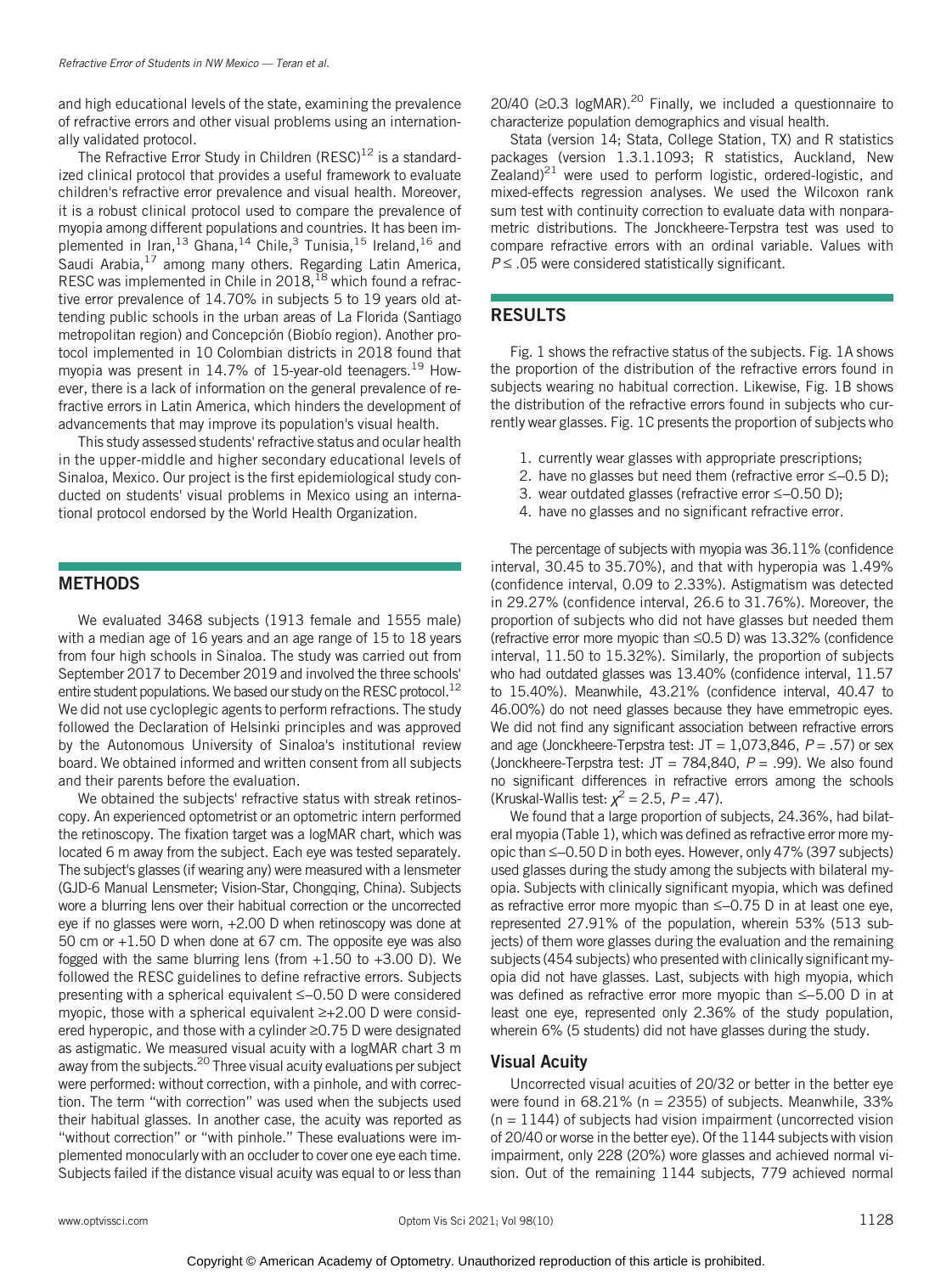and high educational levels of the state, examining the prevalence of refractive errors and other visual problems using an internationally validated protocol.

The Refractive Error Study in Children (RESC)[12] is a standardized clinical protocol that provides a useful framework to evaluate children's refractive error prevalence and visual health. Moreover, it is a robust clinical protocol used to compare the prevalence of myopia among different populations and countries. It has been implemented in Iran,[13] Ghana,[14] Chile,[3] Tunisia,[15] Ireland,[16] and Saudi Arabia,[17] among many others. Regarding Latin America, RESC was implemented in Chile in 2018,[18] which found a refractive error prevalence of 14.70% in subjects 5 to 19 years old attending public schools in the urban areas of La Florida (Santiago metropolitan region) and Concepción (Biobío region). Another protocol implemented in 10 Colombian districts in 2018 found that myopia was present in 14.7% of 15-year-old teenagers.[19] However, there is a lack of information on the general prevalence of refractive errors in Latin America, which hinders the development of advancements that may improve its population's visual health.

This study assessed students' refractive status and ocular health in the upper-middle and higher secondary educational levels of Sinaloa, Mexico. Our project is the first epidemiological study conducted on students' visual problems in Mexico using an international protocol endorsed by the World Health Organization.

## METHODS

We evaluated 3468 subjects (1913 female and 1555 male) with a median age of 16 years and an age range of 15 to 18 years from four high schools in Sinaloa. The study was carried out from September 2017 to December 2019 and involved the three schools' entire student populations. We based our study on the RESC protocol.[12] We did not use cycloplegic agents to perform refractions. The study followed the Declaration of Helsinki principles and was approved by the Autonomous University of Sinaloa's institutional review board. We obtained informed and written consent from all subjects and their parents before the evaluation.

We obtained the subjects' refractive status with streak retinoscopy. An experienced optometrist or an optometric intern performed the retinoscopy. The fixation target was a logMAR chart, which was located 6 m away from the subject. Each eye was tested separately. The subject's glasses (if wearing any) were measured with a lensmeter (GJD-6 Manual Lensmeter; Vision-Star, Chongqing, China). Subjects wore a blurring lens over their habitual correction or the uncorrected eye if no glasses were worn, +2.00 D when retinoscopy was done at 50 cm or +1.50 D when done at 67 cm. The opposite eye was also fogged with the same blurring lens (from +1.50 to +3.00 D). We followed the RESC guidelines to define refractive errors. Subjects presenting with a spherical equivalent ≤−0.50 D were considered myopic, those with a spherical equivalent ≥+2.00 D were considered hyperopic, and those with a cylinder ≥0.75 D were designated as astigmatic. We measured visual acuity with a logMAR chart 3 m away from the subjects.[20] Three visual acuity evaluations per subject were performed: without correction, with a pinhole, and with correction. The term "with correction" was used when the subjects used their habitual glasses. In another case, the acuity was reported as "without correction" or "with pinhole." These evaluations were implemented monocularly with an occluder to cover one eye each time. Subjects failed if the distance visual acuity was equal to or less than 20/40 (≥0.3 logMAR).[20] Finally, we included a questionnaire to characterize population demographics and visual health.

Stata (version 14; Stata, College Station, TX) and R statistics packages (version 1.3.1.1093; R statistics, Auckland, New Zealand)[21] were used to perform logistic, ordered-logistic, and mixed-effects regression analyses. We used the Wilcoxon rank sum test with continuity correction to evaluate data with nonparametric distributions. The Jonckheere-Terpstra test was used to compare refractive errors with an ordinal variable. Values with $P \leq .05$ were considered statistically significant.

## RESULTS

Fig. 1 shows the refractive status of the subjects. Fig. 1A shows the proportion of the distribution of the refractive errors found in subjects wearing no habitual correction. Likewise, Fig. 1B shows the distribution of the refractive errors found in subjects who currently wear glasses. Fig. 1C presents the proportion of subjects who

1. currently wear glasses with appropriate prescriptions;
2. have no glasses but need them (refractive error ≤−0.5 D);
3. wear outdated glasses (refractive error ≤−0.50 D);
4. have no glasses and no significant refractive error.

The percentage of subjects with myopia was 36.11% (confidence interval, 30.45 to 35.70%), and that with hyperopia was 1.49% (confidence interval, 0.09 to 2.33%). Astigmatism was detected in 29.27% (confidence interval, 26.6 to 31.76%). Moreover, the proportion of subjects who did not have glasses but needed them (refractive error more myopic than ≤0.5 D) was 13.32% (confidence interval, 11.50 to 15.32%). Similarly, the proportion of subjects who had outdated glasses was 13.40% (confidence interval, 11.57 to 15.40%). Meanwhile, 43.21% (confidence interval, 40.47 to 46.00%) do not need glasses because they have emmetropic eyes. We did not find any significant association between refractive errors and age (Jonckheere-Terpstra test: JT = 1,073,846, $P = .57$) or sex (Jonckheere-Terpstra test: JT = 784,840, $P = .99$). We also found no significant differences in refractive errors among the schools (Kruskal-Wallis test: $\chi^2 = 2.5$, $P = .47$).

We found that a large proportion of subjects, 24.36%, had bilateral myopia (Table 1), which was defined as refractive error more myopic than ≤−0.50 D in both eyes. However, only 47% (397 subjects) used glasses during the study among the subjects with bilateral myopia. Subjects with clinically significant myopia, which was defined as refractive error more myopic than ≤−0.75 D in at least one eye, represented 27.91% of the population, wherein 53% (513 subjects) of them wore glasses during the evaluation and the remaining subjects (454 subjects) who presented with clinically significant myopia did not have glasses. Last, subjects with high myopia, which was defined as refractive error more myopic than ≤−5.00 D in at least one eye, represented only 2.36% of the study population, wherein 6% (5 students) did not have glasses during the study.

### Visual Acuity

Uncorrected visual acuities of 20/32 or better in the better eye were found in 68.21% (n = 2355) of subjects. Meanwhile, 33% (n = 1144) of subjects had vision impairment (uncorrected vision of 20/40 or worse in the better eye). Of the 1144 subjects with vision impairment, only 228 (20%) wore glasses and achieved normal vision. Out of the remaining 1144 subjects, 779 achieved normal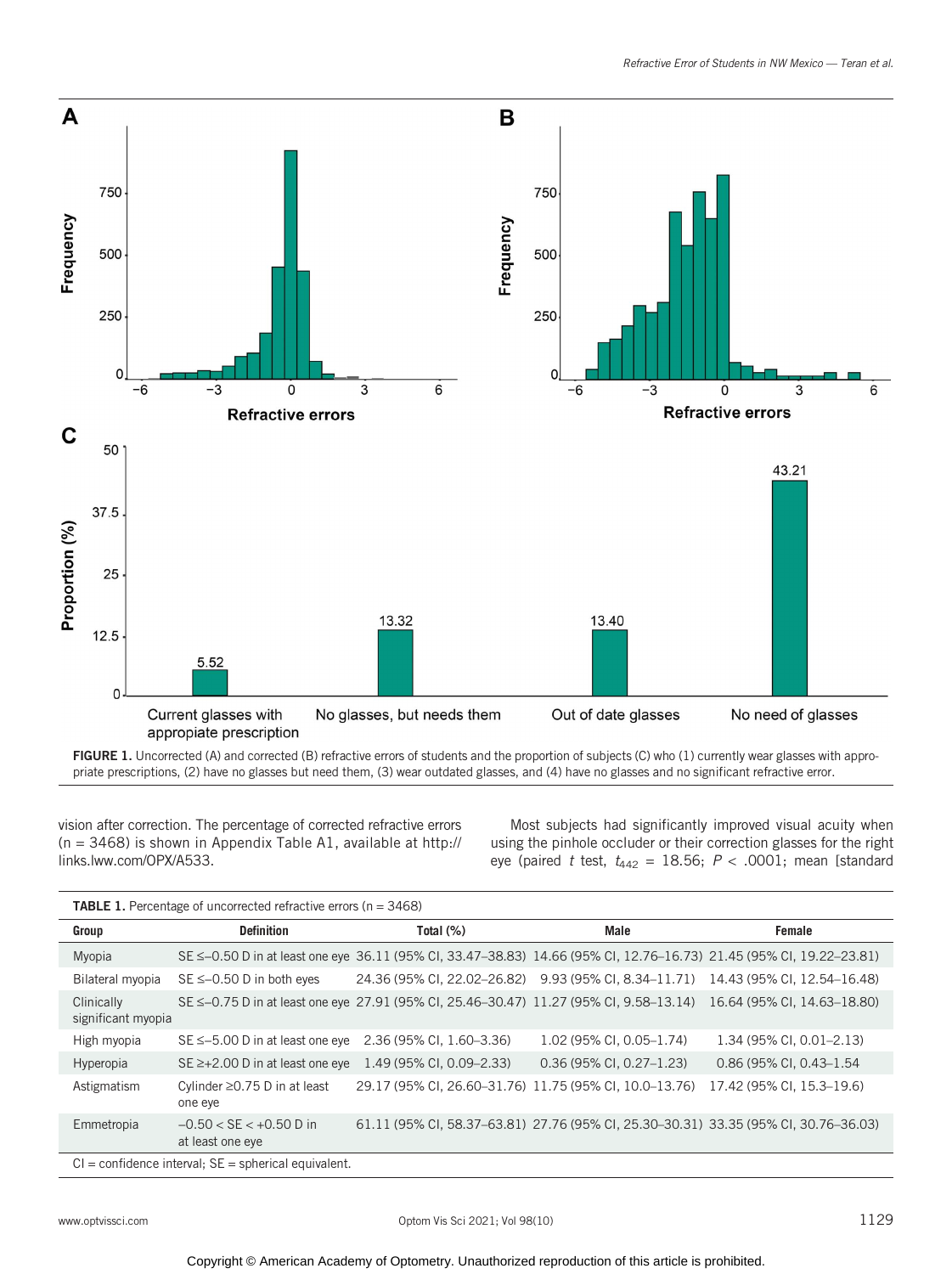FIGURE 1. Uncorrected (A) and corrected (B) refractive errors of students and the proportion of subjects (C) who (1) currently wear glasses with appropriate prescriptions, (2) have no glasses but need them, (3) wear outdated glasses, and (4) have no glasses and no significant refractive error.

vision after correction. The percentage of corrected refractive errors (n = 3468) is shown in Appendix Table A1, available at http://links.lww.com/OPX/A533.

Most subjects had significantly improved visual acuity when using the pinhole occluder or their correction glasses for the right eye (paired $t$ test, $t_{442}$ = 18.56; $P$ < .0001; mean [standard

**TABLE 1.** Percentage of uncorrected refractive errors (n = 3468)

| Group | Definition | Total (%) | Male | Female |
|---|---|---|---|---|
| Myopia | SE ≤–0.50 D in at least one eye | 36.11 (95% CI, 33.47–38.83) | 14.66 (95% CI, 12.76–16.73) | 21.45 (95% CI, 19.22–23.81) |
| Bilateral myopia | SE ≤–0.50 D in both eyes | 24.36 (95% CI, 22.02–26.82) | 9.93 (95% CI, 8.34–11.71) | 14.43 (95% CI, 12.54–16.48) |
| Clinically significant myopia | SE ≤–0.75 D in at least one eye | 27.91 (95% CI, 25.46–30.47) | 11.27 (95% CI, 9.58–13.14) | 16.64 (95% CI, 14.63–18.80) |
| High myopia | SE ≤–5.00 D in at least one eye | 2.36 (95% CI, 1.60–3.36) | 1.02 (95% CI, 0.05–1.74) | 1.34 (95% CI, 0.01–2.13) |
| Hyperopia | SE ≥+2.00 D in at least one eye | 1.49 (95% CI, 0.09–2.33) | 0.36 (95% CI, 0.27–1.23) | 0.86 (95% CI, 0.43–1.54 |
| Astigmatism | Cylinder ≥0.75 D in at least one eye | 29.17 (95% CI, 26.60–31.76) | 11.75 (95% CI, 10.0–13.76) | 17.42 (95% CI, 15.3–19.6) |
| Emmetropia | –0.50 < SE < +0.50 D in at least one eye | 61.11 (95% CI, 58.37–63.81) | 27.76 (95% CI, 25.30–30.31) | 33.35 (95% CI, 30.76–36.03) |

CI = confidence interval; SE = spherical equivalent.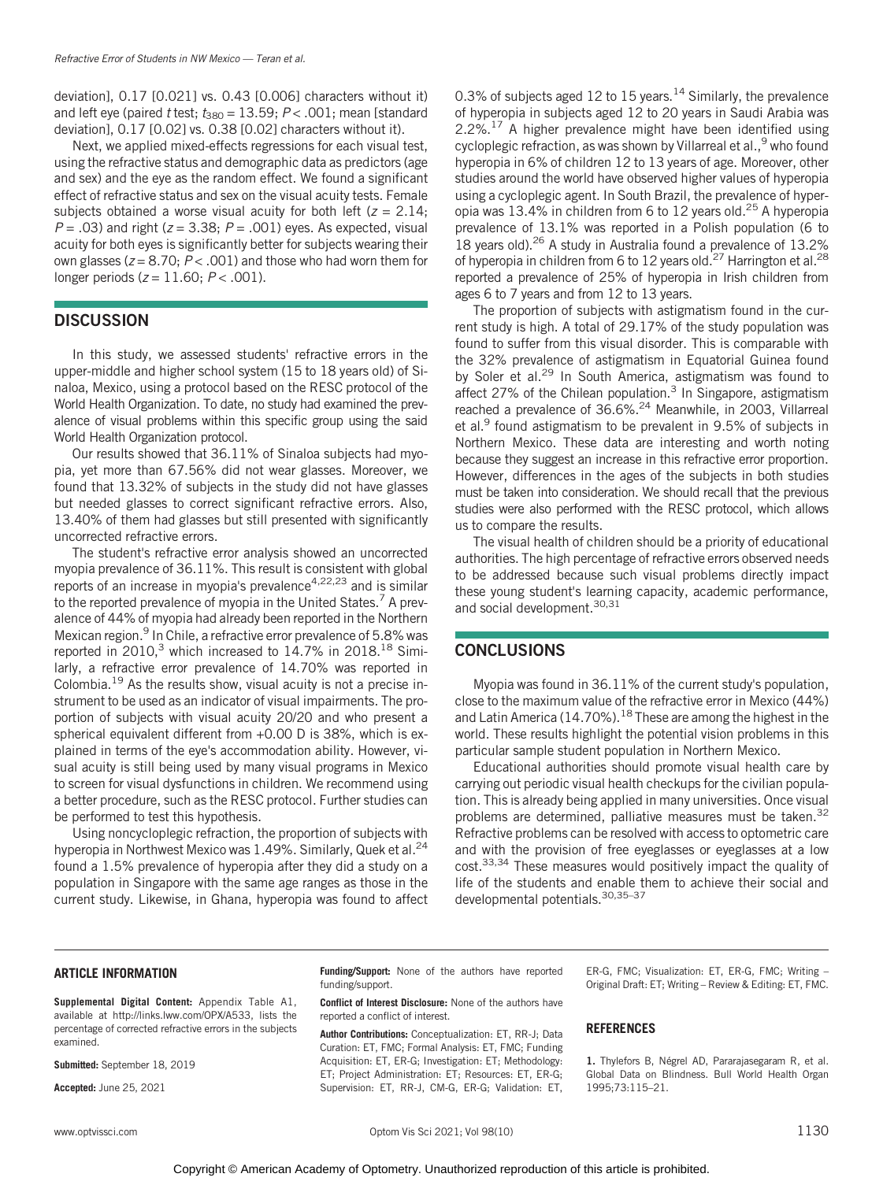deviation], 0.17 [0.021] vs. 0.43 [0.006] characters without it) and left eye (paired *t* test; $t_{380} = 13.59$; $P < .001$; mean [standard deviation], 0.17 [0.02] vs. 0.38 [0.02] characters without it).

Next, we applied mixed-effects regressions for each visual test, using the refractive status and demographic data as predictors (age and sex) and the eye as the random effect. We found a significant effect of refractive status and sex on the visual acuity tests. Female subjects obtained a worse visual acuity for both left ($z = 2.14$; $P = .03$) and right ($z = 3.38$; $P = .001$) eyes. As expected, visual acuity for both eyes is significantly better for subjects wearing their own glasses ($z = 8.70$; $P < .001$) and those who had worn them for longer periods ($z = 11.60$; $P < .001$).

## DISCUSSION

In this study, we assessed students' refractive errors in the upper-middle and higher school system (15 to 18 years old) of Sinaloa, Mexico, using a protocol based on the RESC protocol of the World Health Organization. To date, no study had examined the prevalence of visual problems within this specific group using the said World Health Organization protocol.

Our results showed that 36.11% of Sinaloa subjects had myopia, yet more than 67.56% did not wear glasses. Moreover, we found that 13.32% of subjects in the study did not have glasses but needed glasses to correct significant refractive errors. Also, 13.40% of them had glasses but still presented with significantly uncorrected refractive errors.

The student's refractive error analysis showed an uncorrected myopia prevalence of 36.11%. This result is consistent with global reports of an increase in myopia's prevalence[4,22,23] and is similar to the reported prevalence of myopia in the United States.[7] A prevalence of 44% of myopia had already been reported in the Northern Mexican region.[9] In Chile, a refractive error prevalence of 5.8% was reported in 2010,[3] which increased to 14.7% in 2018.[18] Similarly, a refractive error prevalence of 14.70% was reported in Colombia.[19] As the results show, visual acuity is not a precise instrument to be used as an indicator of visual impairments. The proportion of subjects with visual acuity 20/20 and who present a spherical equivalent different from +0.00 D is 38%, which is explained in terms of the eye's accommodation ability. However, visual acuity is still being used by many visual programs in Mexico to screen for visual dysfunctions in children. We recommend using a better procedure, such as the RESC protocol. Further studies can be performed to test this hypothesis.

Using noncycloplegic refraction, the proportion of subjects with hyperopia in Northwest Mexico was 1.49%. Similarly, Quek et al.[24] found a 1.5% prevalence of hyperopia after they did a study on a population in Singapore with the same age ranges as those in the current study. Likewise, in Ghana, hyperopia was found to affect 0.3% of subjects aged 12 to 15 years.[14] Similarly, the prevalence of hyperopia in subjects aged 12 to 20 years in Saudi Arabia was 2.2%.[17] A higher prevalence might have been identified using cycloplegic refraction, as was shown by Villarreal et al.,[9] who found hyperopia in 6% of children 12 to 13 years of age. Moreover, other studies around the world have observed higher values of hyperopia using a cycloplegic agent. In South Brazil, the prevalence of hyperopia was 13.4% in children from 6 to 12 years old.[25] A hyperopia prevalence of 13.1% was reported in a Polish population (6 to 18 years old).[26] A study in Australia found a prevalence of 13.2% of hyperopia in children from 6 to 12 years old.[27] Harrington et al.[28] reported a prevalence of 25% of hyperopia in Irish children from ages 6 to 7 years and from 12 to 13 years.

The proportion of subjects with astigmatism found in the current study is high. A total of 29.17% of the study population was found to suffer from this visual disorder. This is comparable with the 32% prevalence of astigmatism in Equatorial Guinea found by Soler et al.[29] In South America, astigmatism was found to affect 27% of the Chilean population.[3] In Singapore, astigmatism reached a prevalence of 36.6%.[24] Meanwhile, in 2003, Villarreal et al.[9] found astigmatism to be prevalent in 9.5% of subjects in Northern Mexico. These data are interesting and worth noting because they suggest an increase in this refractive error proportion. However, differences in the ages of the subjects in both studies must be taken into consideration. We should recall that the previous studies were also performed with the RESC protocol, which allows us to compare the results.

The visual health of children should be a priority of educational authorities. The high percentage of refractive errors observed needs to be addressed because such visual problems directly impact these young student's learning capacity, academic performance, and social development.[30,31]

## CONCLUSIONS

Myopia was found in 36.11% of the current study's population, close to the maximum value of the refractive error in Mexico (44%) and Latin America (14.70%).[18] These are among the highest in the world. These results highlight the potential vision problems in this particular sample student population in Northern Mexico.

Educational authorities should promote visual health care by carrying out periodic visual health checkups for the civilian population. This is already being applied in many universities. Once visual problems are determined, palliative measures must be taken.[32] Refractive problems can be resolved with access to optometric care and with the provision of free eyeglasses or eyeglasses at a low cost.[33,34] These measures would positively impact the quality of life of the students and enable them to achieve their social and developmental potentials.[30,35–37]

### ARTICLE INFORMATION

**Supplemental Digital Content:** Appendix Table A1, available at http://links.lww.com/OPX/A533, lists the percentage of corrected refractive errors in the subjects examined.

**Submitted:** September 18, 2019

**Accepted:** June 25, 2021

**Funding/Support:** None of the authors have reported funding/support.

**Conflict of Interest Disclosure:** None of the authors have reported a conflict of interest.

**Author Contributions:** Conceptualization: ET, RR-J; Data Curation: ET, FMC; Formal Analysis: ET, FMC; Funding Acquisition: ET, ER-G; Investigation: ET, ER-G; Methodology: ET; Project Administration: ET; Resources: ET, ER-G; Supervision: ET, RR-J, CM-G, ER-G; Validation: ET, ER-G, FMC; Visualization: ET, ER-G, FMC; Writing – Original Draft: ET; Writing – Review & Editing: ET, FMC.

### REFERENCES

1. Thylefors B, Négrel AD, Pararajasegaram R, et al. Global Data on Blindness. Bull World Health Organ 1995;73:115–21.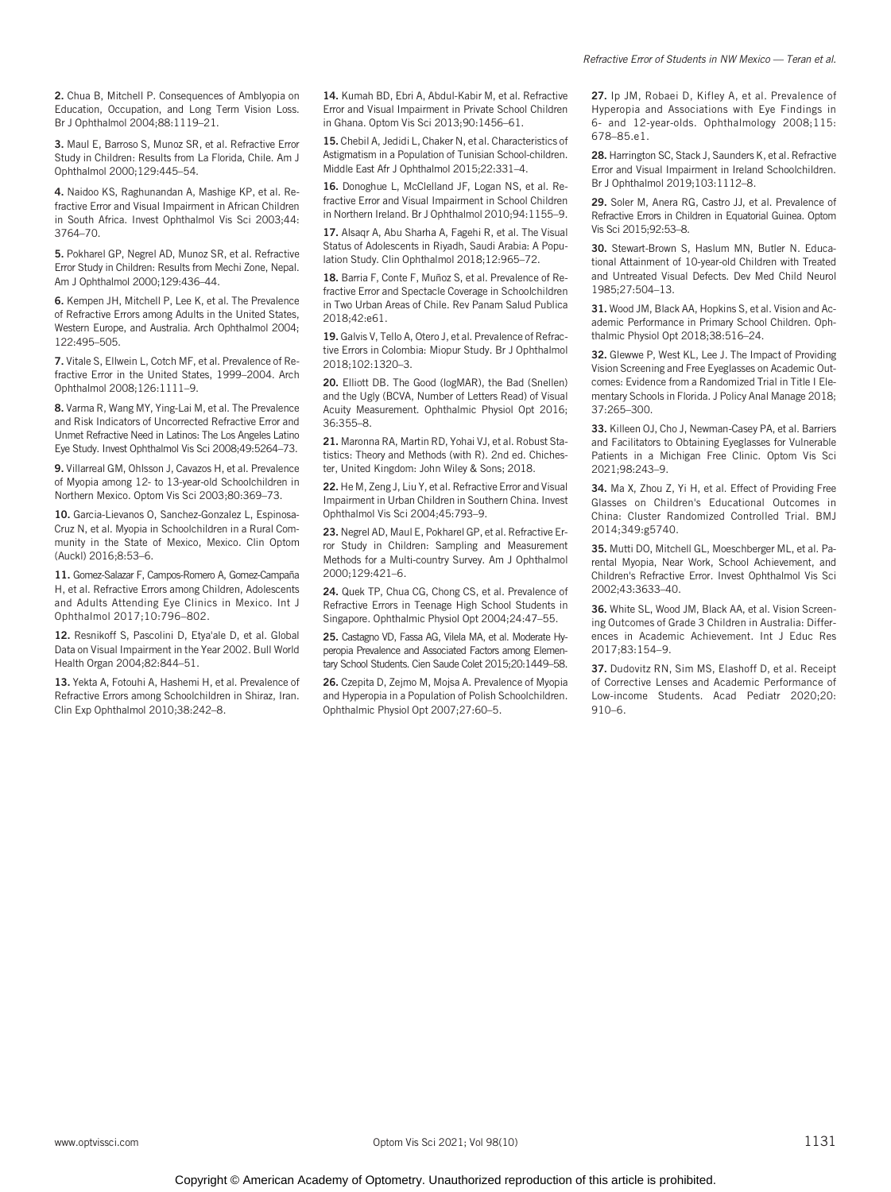2. Chua B, Mitchell P. Consequences of Amblyopia on Education, Occupation, and Long Term Vision Loss. Br J Ophthalmol 2004;88:1119–21.

3. Maul E, Barroso S, Munoz SR, et al. Refractive Error Study in Children: Results from La Florida, Chile. Am J Ophthalmol 2000;129:445–54.

4. Naidoo KS, Raghunandan A, Mashige KP, et al. Refractive Error and Visual Impairment in African Children in South Africa. Invest Ophthalmol Vis Sci 2003;44:3764–70.

5. Pokharel GP, Negrel AD, Munoz SR, et al. Refractive Error Study in Children: Results from Mechi Zone, Nepal. Am J Ophthalmol 2000;129:436–44.

6. Kempen JH, Mitchell P, Lee K, et al. The Prevalence of Refractive Errors among Adults in the United States, Western Europe, and Australia. Arch Ophthalmol 2004;122:495–505.

7. Vitale S, Ellwein L, Cotch MF, et al. Prevalence of Refractive Error in the United States, 1999–2004. Arch Ophthalmol 2008;126:1111–9.

8. Varma R, Wang MY, Ying-Lai M, et al. The Prevalence and Risk Indicators of Uncorrected Refractive Error and Unmet Refractive Need in Latinos: The Los Angeles Latino Eye Study. Invest Ophthalmol Vis Sci 2008;49:5264–73.

9. Villarreal GM, Ohlsson J, Cavazos H, et al. Prevalence of Myopia among 12- to 13-year-old Schoolchildren in Northern Mexico. Optom Vis Sci 2003;80:369–73.

10. Garcia-Lievanos O, Sanchez-Gonzalez L, Espinosa-Cruz N, et al. Myopia in Schoolchildren in a Rural Community in the State of Mexico, Mexico. Clin Optom (Auckl) 2016;8:53–6.

11. Gomez-Salazar F, Campos-Romero A, Gomez-Campaña H, et al. Refractive Errors among Children, Adolescents and Adults Attending Eye Clinics in Mexico. Int J Ophthalmol 2017;10:796–802.

12. Resnikoff S, Pascolini D, Etya'ale D, et al. Global Data on Visual Impairment in the Year 2002. Bull World Health Organ 2004;82:844–51.

13. Yekta A, Fotouhi A, Hashemi H, et al. Prevalence of Refractive Errors among Schoolchildren in Shiraz, Iran. Clin Exp Ophthalmol 2010;38:242–8.

14. Kumah BD, Ebri A, Abdul-Kabir M, et al. Refractive Error and Visual Impairment in Private School Children in Ghana. Optom Vis Sci 2013;90:1456–61.

15. Chebil A, Jedidi L, Chaker N, et al. Characteristics of Astigmatism in a Population of Tunisian School-children. Middle East Afr J Ophthalmol 2015;22:331–4.

16. Donoghue L, McClelland JF, Logan NS, et al. Refractive Error and Visual Impairment in School Children in Northern Ireland. Br J Ophthalmol 2010;94:1155–9.

17. Alsaqr A, Abu Sharha A, Fagehi R, et al. The Visual Status of Adolescents in Riyadh, Saudi Arabia: A Population Study. Clin Ophthalmol 2018;12:965–72.

18. Barria F, Conte F, Muñoz S, et al. Prevalence of Refractive Error and Spectacle Coverage in Schoolchildren in Two Urban Areas of Chile. Rev Panam Salud Publica 2018;42:e61.

19. Galvis V, Tello A, Otero J, et al. Prevalence of Refractive Errors in Colombia: Miopur Study. Br J Ophthalmol 2018;102:1320–3.

20. Elliott DB. The Good (logMAR), the Bad (Snellen) and the Ugly (BCVA, Number of Letters Read) of Visual Acuity Measurement. Ophthalmic Physiol Opt 2016;36:355–8.

21. Maronna RA, Martin RD, Yohai VJ, et al. Robust Statistics: Theory and Methods (with R). 2nd ed. Chichester, United Kingdom: John Wiley & Sons; 2018.

22. He M, Zeng J, Liu Y, et al. Refractive Error and Visual Impairment in Urban Children in Southern China. Invest Ophthalmol Vis Sci 2004;45:793–9.

23. Negrel AD, Maul E, Pokharel GP, et al. Refractive Error Study in Children: Sampling and Measurement Methods for a Multi-country Survey. Am J Ophthalmol 2000;129:421–6.

24. Quek TP, Chua CG, Chong CS, et al. Prevalence of Refractive Errors in Teenage High School Students in Singapore. Ophthalmic Physiol Opt 2004;24:47–55.

25. Castagno VD, Fassa AG, Vilela MA, et al. Moderate Hyperopia Prevalence and Associated Factors among Elementary School Students. Cien Saude Colet 2015;20:1449–58.

26. Czepita D, Zejmo M, Mojsa A. Prevalence of Myopia and Hyperopia in a Population of Polish Schoolchildren. Ophthalmic Physiol Opt 2007;27:60–5.

27. Ip JM, Robaei D, Kifley A, et al. Prevalence of Hyperopia and Associations with Eye Findings in 6- and 12-year-olds. Ophthalmology 2008;115:678–85.e1.

28. Harrington SC, Stack J, Saunders K, et al. Refractive Error and Visual Impairment in Ireland Schoolchildren. Br J Ophthalmol 2019;103:1112–8.

29. Soler M, Anera RG, Castro JJ, et al. Prevalence of Refractive Errors in Children in Equatorial Guinea. Optom Vis Sci 2015;92:53–8.

30. Stewart-Brown S, Haslum MN, Butler N. Educational Attainment of 10-year-old Children with Treated and Untreated Visual Defects. Dev Med Child Neurol 1985;27:504–13.

31. Wood JM, Black AA, Hopkins S, et al. Vision and Academic Performance in Primary School Children. Ophthalmic Physiol Opt 2018;38:516–24.

32. Glewwe P, West KL, Lee J. The Impact of Providing Vision Screening and Free Eyeglasses on Academic Outcomes: Evidence from a Randomized Trial in Title I Elementary Schools in Florida. J Policy Anal Manage 2018;37:265–300.

33. Killeen OJ, Cho J, Newman-Casey PA, et al. Barriers and Facilitators to Obtaining Eyeglasses for Vulnerable Patients in a Michigan Free Clinic. Optom Vis Sci 2021;98:243–9.

34. Ma X, Zhou Z, Yi H, et al. Effect of Providing Free Glasses on Children's Educational Outcomes in China: Cluster Randomized Controlled Trial. BMJ 2014;349:g5740.

35. Mutti DO, Mitchell GL, Moeschberger ML, et al. Parental Myopia, Near Work, School Achievement, and Children's Refractive Error. Invest Ophthalmol Vis Sci 2002;43:3633–40.

36. White SL, Wood JM, Black AA, et al. Vision Screening Outcomes of Grade 3 Children in Australia: Differences in Academic Achievement. Int J Educ Res 2017;83:154–9.

37. Dudovitz RN, Sim MS, Elashoff D, et al. Receipt of Corrective Lenses and Academic Performance of Low-income Students. Acad Pediatr 2020;20:910–6.

Copyright © American Academy of Optometry. Unauthorized reproduction of this article is prohibited.